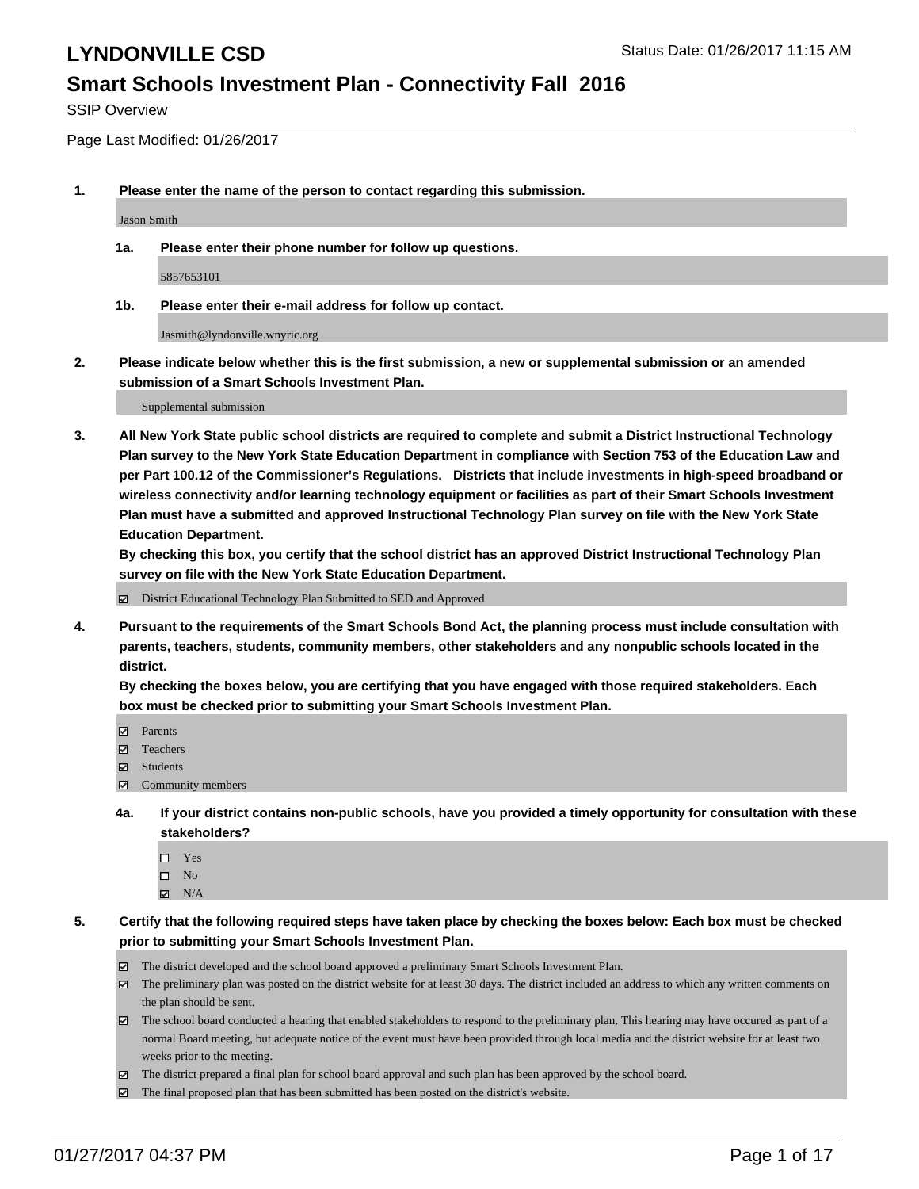# LYNDONVILLE CSD

Status Date: 01/26/2017 11:15 AM

## Smart Schools Investment Plan - Connectivity Fall 2016

SSIP Overview

Page Last Modified: 01/26/2017

**1. Please enter the name of the person to contact regarding this submission.**

Jason Smith

**1a. Please enter their phone number for follow up questions.**

5857653101

**1b. Please enter their e-mail address for follow up contact.**

Jasmith@lyndonville.wnyric.org

**2. Please indicate below whether this is the first submission, a new or supplemental submission or an amended submission of a Smart Schools Investment Plan.**

Supplemental submission

**3. All New York State public school districts are required to complete and submit a District Instructional Technology Plan survey to the New York State Education Department in compliance with Section 753 of the Education Law and per Part 100.12 of the Commissioner's Regulations. Districts that include investments in high-speed broadband or wireless connectivity and/or learning technology equipment or facilities as part of their Smart Schools Investment Plan must have a submitted and approved Instructional Technology Plan survey on file with the New York State Education Department.**
**By checking this box, you certify that the school district has an approved District Instructional Technology Plan survey on file with the New York State Education Department.**

☑ District Educational Technology Plan Submitted to SED and Approved

**4. Pursuant to the requirements of the Smart Schools Bond Act, the planning process must include consultation with parents, teachers, students, community members, other stakeholders and any nonpublic schools located in the district.**
**By checking the boxes below, you are certifying that you have engaged with those required stakeholders. Each box must be checked prior to submitting your Smart Schools Investment Plan.**

☑ Parents
☑ Teachers
☑ Students
☑ Community members

**4a. If your district contains non-public schools, have you provided a timely opportunity for consultation with these stakeholders?**

☐ Yes
☐ No
☑ N/A

**5. Certify that the following required steps have taken place by checking the boxes below: Each box must be checked prior to submitting your Smart Schools Investment Plan.**

☑ The district developed and the school board approved a preliminary Smart Schools Investment Plan.
☑ The preliminary plan was posted on the district website for at least 30 days. The district included an address to which any written comments on the plan should be sent.
☑ The school board conducted a hearing that enabled stakeholders to respond to the preliminary plan. This hearing may have occured as part of a normal Board meeting, but adequate notice of the event must have been provided through local media and the district website for at least two weeks prior to the meeting.
☑ The district prepared a final plan for school board approval and such plan has been approved by the school board.
☑ The final proposed plan that has been submitted has been posted on the district's website.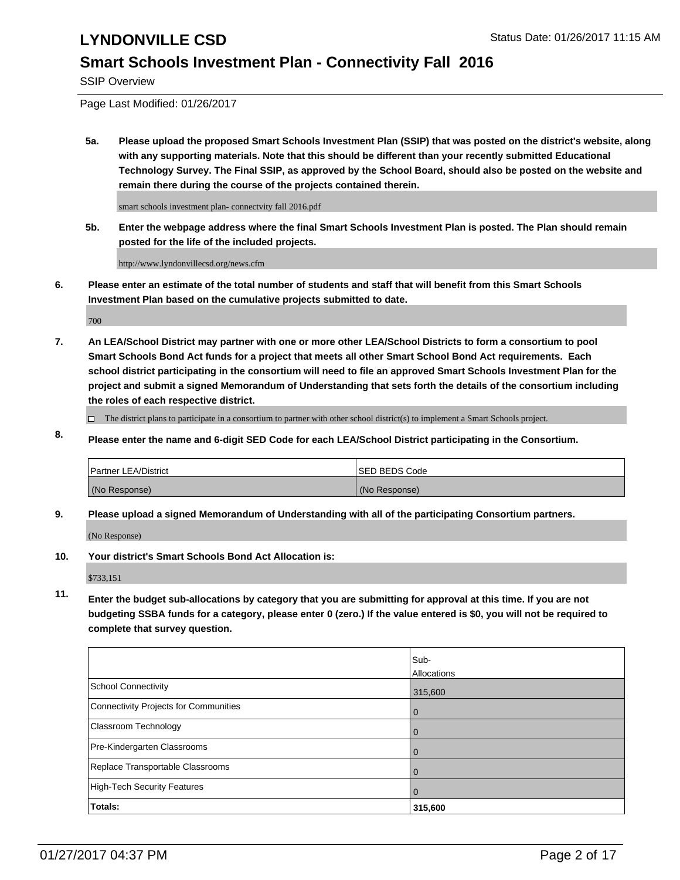**5a. Please upload the proposed Smart Schools Investment Plan (SSIP) that was posted on the district's website, along with any supporting materials. Note that this should be different than your recently submitted Educational Technology Survey. The Final SSIP, as approved by the School Board, should also be posted on the website and remain there during the course of the projects contained therein.**

smart schools investment plan- connectvity fall 2016.pdf

**5b. Enter the webpage address where the final Smart Schools Investment Plan is posted. The Plan should remain posted for the life of the included projects.**

http://www.lyndonvillecsd.org/news.cfm

**6. Please enter an estimate of the total number of students and staff that will benefit from this Smart Schools Investment Plan based on the cumulative projects submitted to date.**

700

**7. An LEA/School District may partner with one or more other LEA/School Districts to form a consortium to pool Smart Schools Bond Act funds for a project that meets all other Smart School Bond Act requirements. Each school district participating in the consortium will need to file an approved Smart Schools Investment Plan for the project and submit a signed Memorandum of Understanding that sets forth the details of the consortium including the roles of each respective district.**

☐ The district plans to participate in a consortium to partner with other school district(s) to implement a Smart Schools project.

**8. Please enter the name and 6-digit SED Code for each LEA/School District participating in the Consortium.**

| Partner LEA/District | SED BEDS Code |
|---|---|
| (No Response) | (No Response) |

**9. Please upload a signed Memorandum of Understanding with all of the participating Consortium partners.**

(No Response)

**10. Your district's Smart Schools Bond Act Allocation is:**

$733,151

**11. Enter the budget sub-allocations by category that you are submitting for approval at this time. If you are not budgeting SSBA funds for a category, please enter 0 (zero.) If the value entered is $0, you will not be required to complete that survey question.**

| | Sub-Allocations |
|---|---|
| School Connectivity | 315,600 |
| Connectivity Projects for Communities | 0 |
| Classroom Technology | 0 |
| Pre-Kindergarten Classrooms | 0 |
| Replace Transportable Classrooms | 0 |
| High-Tech Security Features | 0 |
| **Totals:** | **315,600** |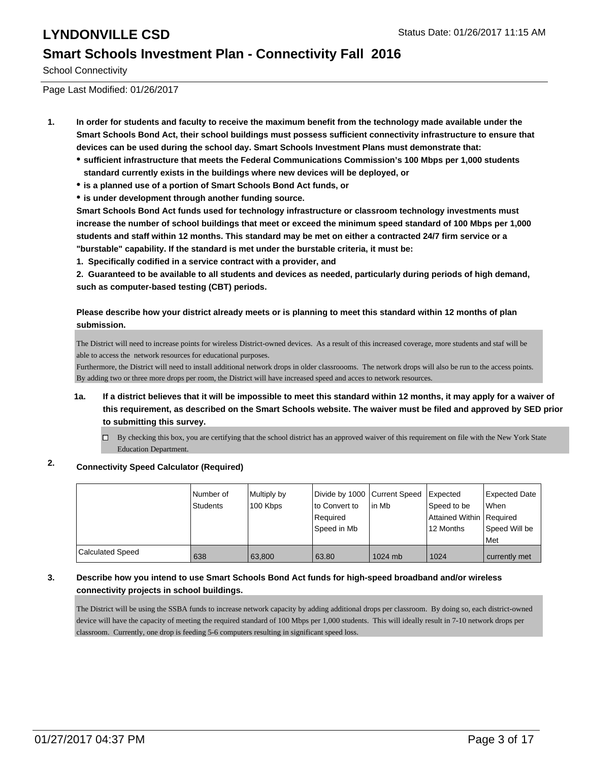# LYNDONVILLE CSD

Status Date: 01/26/2017 11:15 AM

## Smart Schools Investment Plan - Connectivity Fall 2016

School Connectivity

Page Last Modified: 01/26/2017

1. **In order for students and faculty to receive the maximum benefit from the technology made available under the Smart Schools Bond Act, their school buildings must possess sufficient connectivity infrastructure to ensure that devices can be used during the school day. Smart Schools Investment Plans must demonstrate that:**
   - **sufficient infrastructure that meets the Federal Communications Commission's 100 Mbps per 1,000 students standard currently exists in the buildings where new devices will be deployed, or**
   - **is a planned use of a portion of Smart Schools Bond Act funds, or**
   - **is under development through another funding source.**

   **Smart Schools Bond Act funds used for technology infrastructure or classroom technology investments must increase the number of school buildings that meet or exceed the minimum speed standard of 100 Mbps per 1,000 students and staff within 12 months. This standard may be met on either a contracted 24/7 firm service or a "burstable" capability. If the standard is met under the burstable criteria, it must be:**

   **1. Specifically codified in a service contract with a provider, and**

   **2. Guaranteed to be available to all students and devices as needed, particularly during periods of high demand, such as computer-based testing (CBT) periods.**

   **Please describe how your district already meets or is planning to meet this standard within 12 months of plan submission.**

   The District will need to increase points for wireless District-owned devices. As a result of this increased coverage, more students and staf will be able to access the network resources for educational purposes.
   Furthermore, the District will need to install additional network drops in older classroooms. The network drops will also be run to the access points. By adding two or three more drops per room, the District will have increased speed and acces to network resources.

   1a. **If a district believes that it will be impossible to meet this standard within 12 months, it may apply for a waiver of this requirement, as described on the Smart Schools website. The waiver must be filed and approved by SED prior to submitting this survey.**

   ☐ By checking this box, you are certifying that the school district has an approved waiver of this requirement on file with the New York State Education Department.

2. **Connectivity Speed Calculator (Required)**

| | Number of Students | Multiply by 100 Kbps | Divide by 1000 to Convert to Required Speed in Mb | Current Speed in Mb | Expected Speed to be Attained Within 12 Months | Expected Date When Required Speed Will be Met |
|---|---|---|---|---|---|---|
| Calculated Speed | 638 | 63,800 | 63.80 | 1024 mb | 1024 | currently met |

3. **Describe how you intend to use Smart Schools Bond Act funds for high-speed broadband and/or wireless connectivity projects in school buildings.**

   The District will be using the SSBA funds to increase network capacity by adding additional drops per classroom. By doing so, each district-owned device will have the capacity of meeting the required standard of 100 Mbps per 1,000 students. This will ideally result in 7-10 network drops per classroom. Currently, one drop is feeding 5-6 computers resulting in significant speed loss.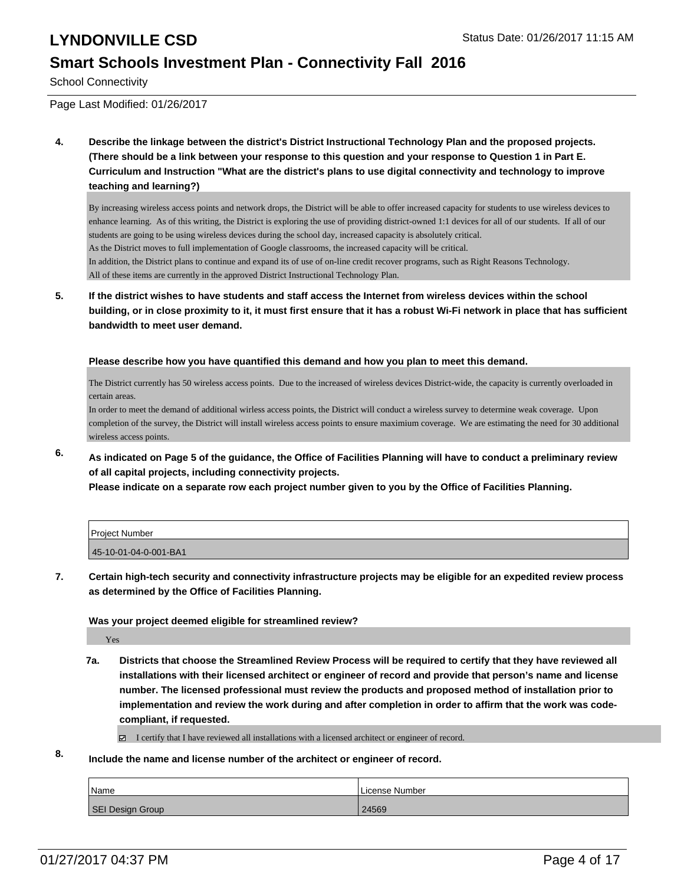School Connectivity

Page Last Modified: 01/26/2017

**4. Describe the linkage between the district's District Instructional Technology Plan and the proposed projects. (There should be a link between your response to this question and your response to Question 1 in Part E. Curriculum and Instruction "What are the district's plans to use digital connectivity and technology to improve teaching and learning?)**

By increasing wireless access points and network drops, the District will be able to offer increased capacity for students to use wireless devices to enhance learning. As of this writing, the District is exploring the use of providing district-owned 1:1 devices for all of our students. If all of our students are going to be using wireless devices during the school day, increased capacity is absolutely critical.
As the District moves to full implementation of Google classrooms, the increased capacity will be critical.
In addition, the District plans to continue and expand its of use of on-line credit recover programs, such as Right Reasons Technology.
All of these items are currently in the approved District Instructional Technology Plan.

**5. If the district wishes to have students and staff access the Internet from wireless devices within the school building, or in close proximity to it, it must first ensure that it has a robust Wi-Fi network in place that has sufficient bandwidth to meet user demand.**

**Please describe how you have quantified this demand and how you plan to meet this demand.**

The District currently has 50 wireless access points. Due to the increased of wireless devices District-wide, the capacity is currently overloaded in certain areas.
In order to meet the demand of additional wirless access points, the District will conduct a wireless survey to determine weak coverage. Upon completion of the survey, the District will install wireless access points to ensure maximium coverage. We are estimating the need for 30 additional wireless access points.

**6. As indicated on Page 5 of the guidance, the Office of Facilities Planning will have to conduct a preliminary review of all capital projects, including connectivity projects.**
**Please indicate on a separate row each project number given to you by the Office of Facilities Planning.**

| Project Number |
|---|
| 45-10-01-04-0-001-BA1 |

**7. Certain high-tech security and connectivity infrastructure projects may be eligible for an expedited review process as determined by the Office of Facilities Planning.**

**Was your project deemed eligible for streamlined review?**

Yes

**7a. Districts that choose the Streamlined Review Process will be required to certify that they have reviewed all installations with their licensed architect or engineer of record and provide that person's name and license number. The licensed professional must review the products and proposed method of installation prior to implementation and review the work during and after completion in order to affirm that the work was code-compliant, if requested.**

☑ I certify that I have reviewed all installations with a licensed architect or engineer of record.

**8. Include the name and license number of the architect or engineer of record.**

| Name | License Number |
|---|---|
| SEI Design Group | 24569 |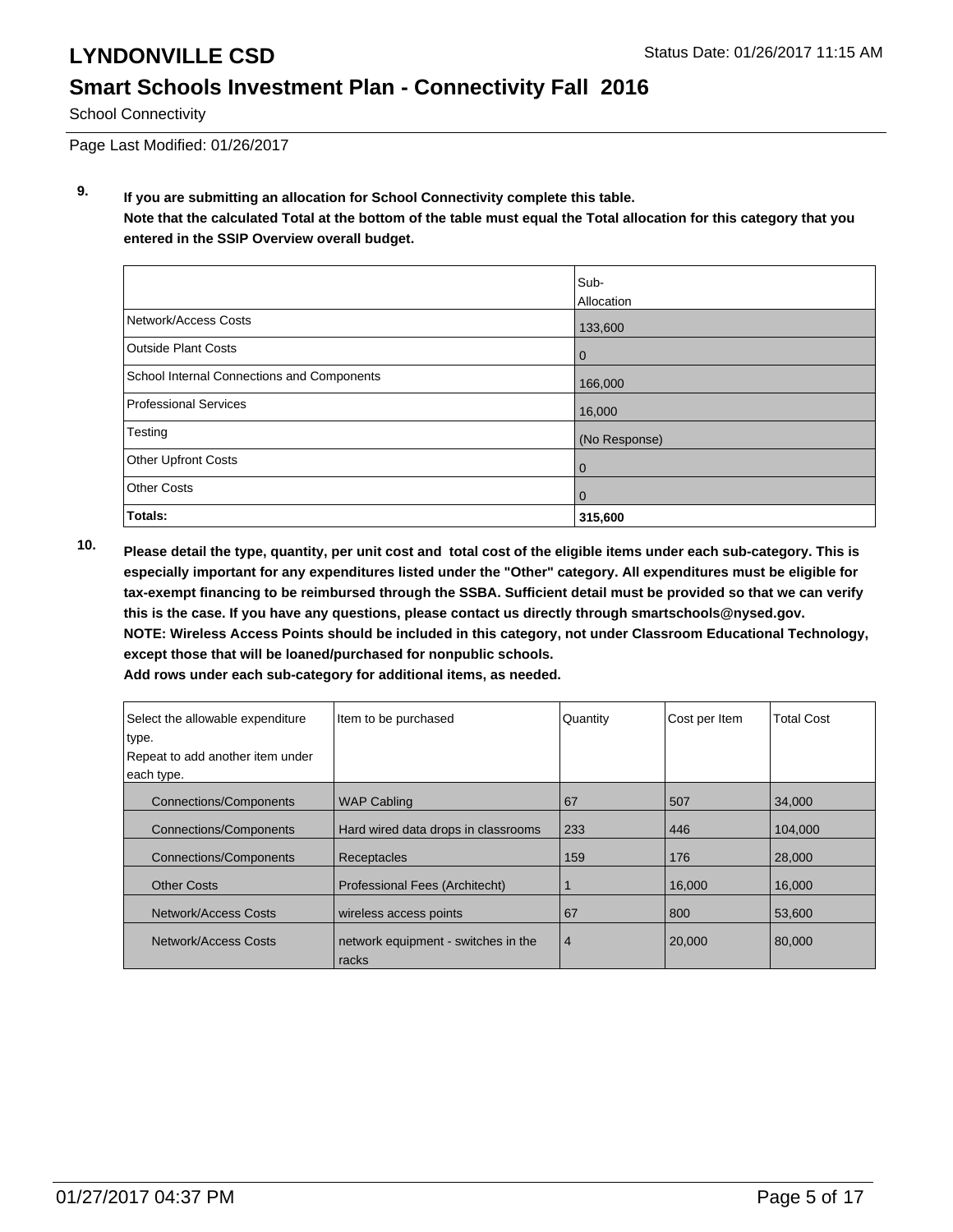# LYNDONVILLE CSD

Status Date: 01/26/2017 11:15 AM

## Smart Schools Investment Plan - Connectivity Fall 2016

School Connectivity

Page Last Modified: 01/26/2017

**9. If you are submitting an allocation for School Connectivity complete this table. Note that the calculated Total at the bottom of the table must equal the Total allocation for this category that you entered in the SSIP Overview overall budget.**

| | Sub-Allocation |
|---|---|
| Network/Access Costs | 133,600 |
| Outside Plant Costs | 0 |
| School Internal Connections and Components | 166,000 |
| Professional Services | 16,000 |
| Testing | (No Response) |
| Other Upfront Costs | 0 |
| Other Costs | 0 |
| **Totals:** | **315,600** |

**10. Please detail the type, quantity, per unit cost and total cost of the eligible items under each sub-category. This is especially important for any expenditures listed under the "Other" category. All expenditures must be eligible for tax-exempt financing to be reimbursed through the SSBA. Sufficient detail must be provided so that we can verify this is the case. If you have any questions, please contact us directly through smartschools@nysed.gov. NOTE: Wireless Access Points should be included in this category, not under Classroom Educational Technology, except those that will be loaned/purchased for nonpublic schools. Add rows under each sub-category for additional items, as needed.**

| Select the allowable expenditure type. Repeat to add another item under each type. | Item to be purchased | Quantity | Cost per Item | Total Cost |
|---|---|---|---|---|
| Connections/Components | WAP Cabling | 67 | 507 | 34,000 |
| Connections/Components | Hard wired data drops in classrooms | 233 | 446 | 104,000 |
| Connections/Components | Receptacles | 159 | 176 | 28,000 |
| Other Costs | Professional Fees (Architecht) | 1 | 16,000 | 16,000 |
| Network/Access Costs | wireless access points | 67 | 800 | 53,600 |
| Network/Access Costs | network equipment - switches in the racks | 4 | 20,000 | 80,000 |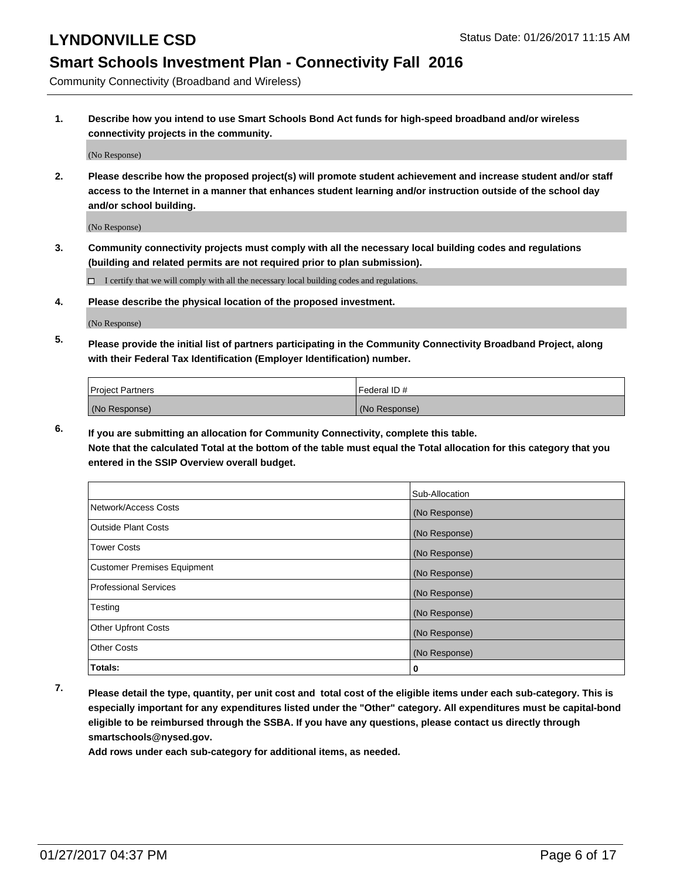# LYNDONVILLE CSD

Status Date: 01/26/2017 11:15 AM

## Smart Schools Investment Plan - Connectivity Fall 2016

Community Connectivity (Broadband and Wireless)

**1. Describe how you intend to use Smart Schools Bond Act funds for high-speed broadband and/or wireless connectivity projects in the community.**

(No Response)

**2. Please describe how the proposed project(s) will promote student achievement and increase student and/or staff access to the Internet in a manner that enhances student learning and/or instruction outside of the school day and/or school building.**

(No Response)

**3. Community connectivity projects must comply with all the necessary local building codes and regulations (building and related permits are not required prior to plan submission).**

☐ I certify that we will comply with all the necessary local building codes and regulations.

**4. Please describe the physical location of the proposed investment.**

(No Response)

**5. Please provide the initial list of partners participating in the Community Connectivity Broadband Project, along with their Federal Tax Identification (Employer Identification) number.**

| Project Partners | Federal ID # |
|---|---|
| (No Response) | (No Response) |

**6. If you are submitting an allocation for Community Connectivity, complete this table.**
**Note that the calculated Total at the bottom of the table must equal the Total allocation for this category that you entered in the SSIP Overview overall budget.**

| | Sub-Allocation |
|---|---|
| Network/Access Costs | (No Response) |
| Outside Plant Costs | (No Response) |
| Tower Costs | (No Response) |
| Customer Premises Equipment | (No Response) |
| Professional Services | (No Response) |
| Testing | (No Response) |
| Other Upfront Costs | (No Response) |
| Other Costs | (No Response) |
| **Totals:** | **0** |

**7. Please detail the type, quantity, per unit cost and total cost of the eligible items under each sub-category. This is especially important for any expenditures listed under the "Other" category. All expenditures must be capital-bond eligible to be reimbursed through the SSBA. If you have any questions, please contact us directly through smartschools@nysed.gov.**
**Add rows under each sub-category for additional items, as needed.**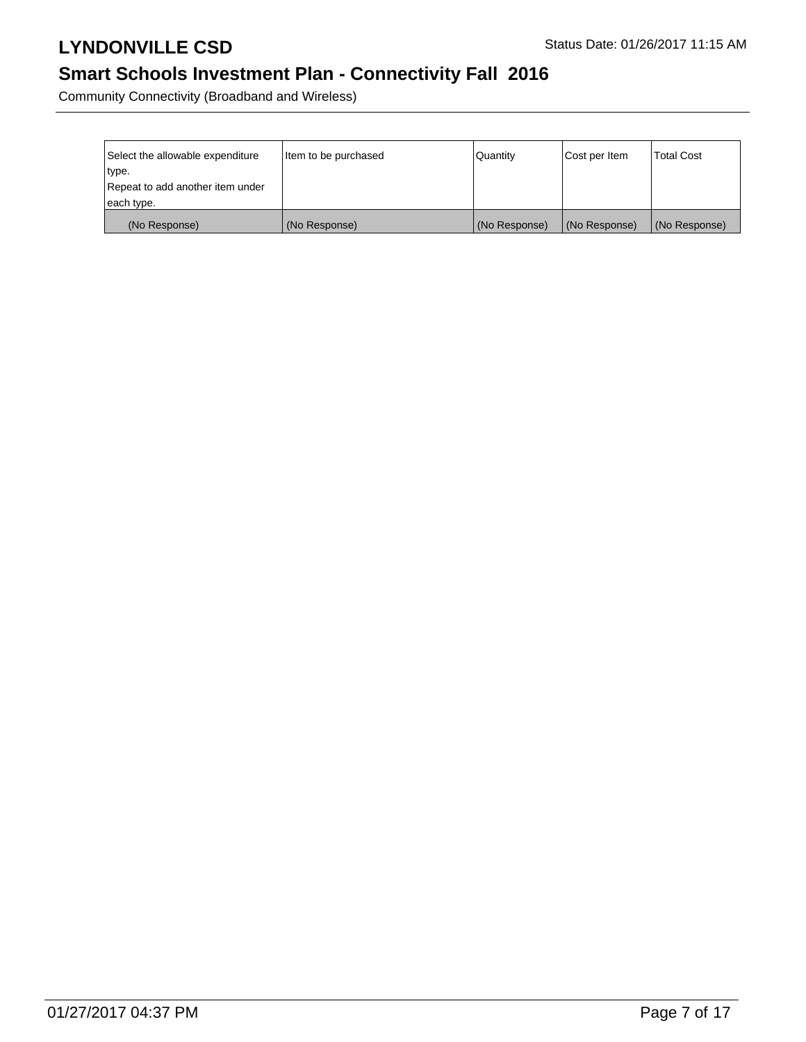Community Connectivity (Broadband and Wireless)

| Select the allowable expenditure type. Repeat to add another item under each type. | Item to be purchased | Quantity | Cost per Item | Total Cost |
|---|---|---|---|---|
| (No Response) | (No Response) | (No Response) | (No Response) | (No Response) |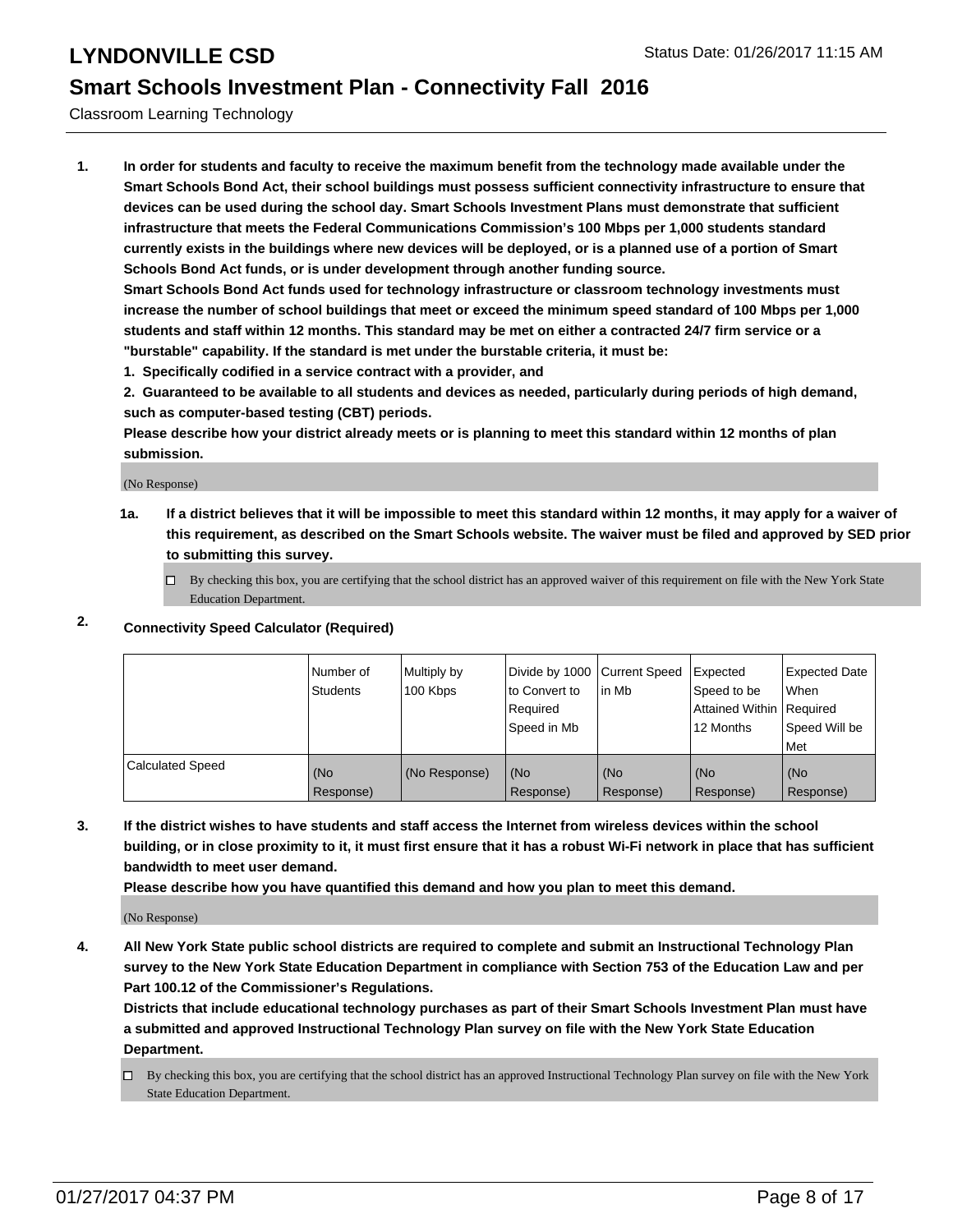# LYNDONVILLE CSD

Status Date: 01/26/2017 11:15 AM

## Smart Schools Investment Plan - Connectivity Fall 2016

Classroom Learning Technology

**1. In order for students and faculty to receive the maximum benefit from the technology made available under the Smart Schools Bond Act, their school buildings must possess sufficient connectivity infrastructure to ensure that devices can be used during the school day. Smart Schools Investment Plans must demonstrate that sufficient infrastructure that meets the Federal Communications Commission's 100 Mbps per 1,000 students standard currently exists in the buildings where new devices will be deployed, or is a planned use of a portion of Smart Schools Bond Act funds, or is under development through another funding source.**

**Smart Schools Bond Act funds used for technology infrastructure or classroom technology investments must increase the number of school buildings that meet or exceed the minimum speed standard of 100 Mbps per 1,000 students and staff within 12 months. This standard may be met on either a contracted 24/7 firm service or a "burstable" capability. If the standard is met under the burstable criteria, it must be:**

**1. Specifically codified in a service contract with a provider, and**

**2. Guaranteed to be available to all students and devices as needed, particularly during periods of high demand, such as computer-based testing (CBT) periods.**

**Please describe how your district already meets or is planning to meet this standard within 12 months of plan submission.**

(No Response)

**1a. If a district believes that it will be impossible to meet this standard within 12 months, it may apply for a waiver of this requirement, as described on the Smart Schools website. The waiver must be filed and approved by SED prior to submitting this survey.**

☐ By checking this box, you are certifying that the school district has an approved waiver of this requirement on file with the New York State Education Department.

**2. Connectivity Speed Calculator (Required)**

| | Number of Students | Multiply by 100 Kbps | Divide by 1000 to Convert to Required Speed in Mb | Current Speed in Mb | Expected Speed to be Attained Within 12 Months | Expected Date When Required Speed Will be Met |
|---|---|---|---|---|---|---|
| Calculated Speed | (No Response) | (No Response) | (No Response) | (No Response) | (No Response) | (No Response) |

**3. If the district wishes to have students and staff access the Internet from wireless devices within the school building, or in close proximity to it, it must first ensure that it has a robust Wi-Fi network in place that has sufficient bandwidth to meet user demand.**

**Please describe how you have quantified this demand and how you plan to meet this demand.**

(No Response)

**4. All New York State public school districts are required to complete and submit an Instructional Technology Plan survey to the New York State Education Department in compliance with Section 753 of the Education Law and per Part 100.12 of the Commissioner's Regulations.**

**Districts that include educational technology purchases as part of their Smart Schools Investment Plan must have a submitted and approved Instructional Technology Plan survey on file with the New York State Education Department.**

☐ By checking this box, you are certifying that the school district has an approved Instructional Technology Plan survey on file with the New York State Education Department.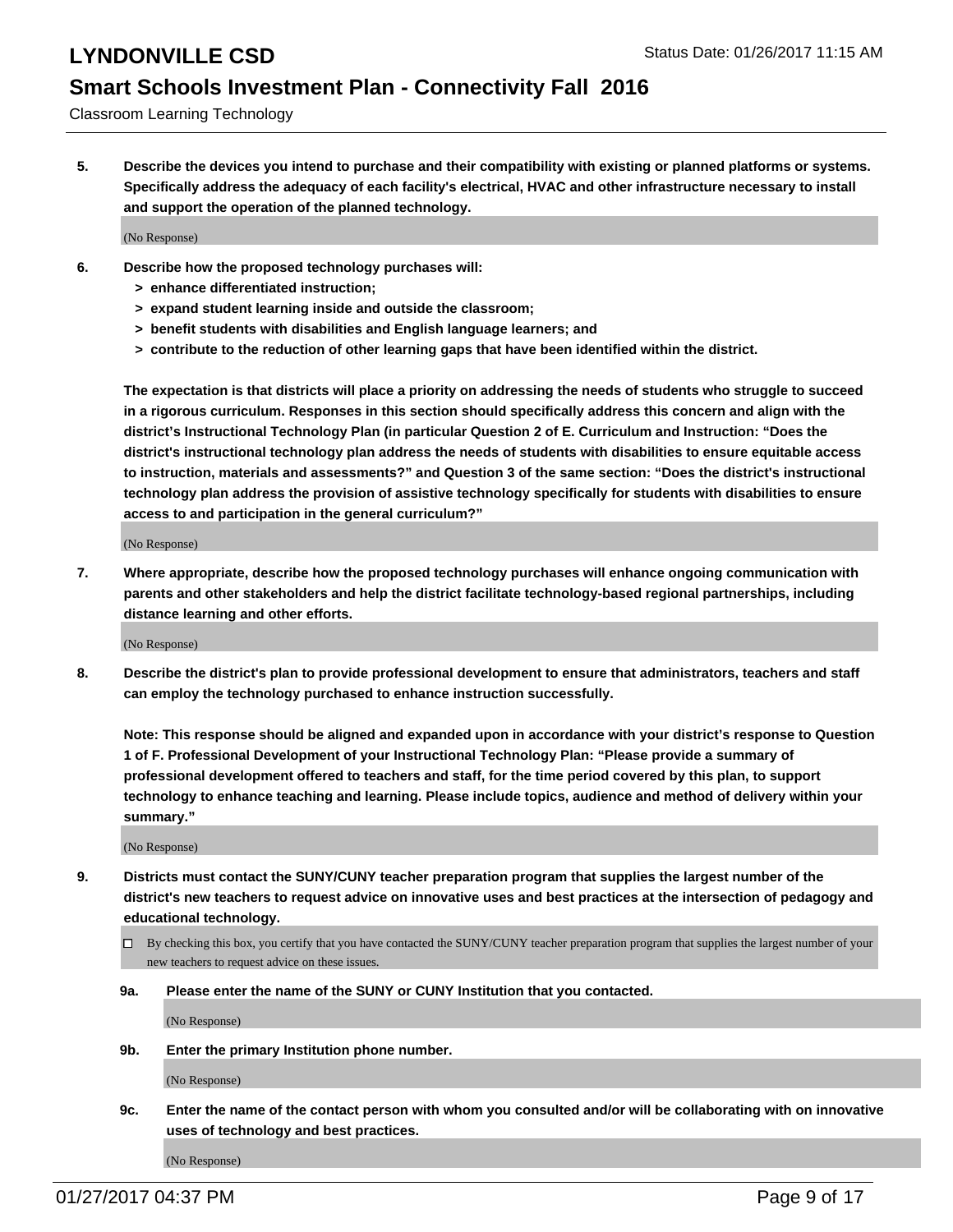**5. Describe the devices you intend to purchase and their compatibility with existing or planned platforms or systems. Specifically address the adequacy of each facility's electrical, HVAC and other infrastructure necessary to install and support the operation of the planned technology.**

(No Response)

**6. Describe how the proposed technology purchases will:**

- **> enhance differentiated instruction;**
- **> expand student learning inside and outside the classroom;**
- **> benefit students with disabilities and English language learners; and**
- **> contribute to the reduction of other learning gaps that have been identified within the district.**

**The expectation is that districts will place a priority on addressing the needs of students who struggle to succeed in a rigorous curriculum. Responses in this section should specifically address this concern and align with the district's Instructional Technology Plan (in particular Question 2 of E. Curriculum and Instruction: "Does the district's instructional technology plan address the needs of students with disabilities to ensure equitable access to instruction, materials and assessments?" and Question 3 of the same section: "Does the district's instructional technology plan address the provision of assistive technology specifically for students with disabilities to ensure access to and participation in the general curriculum?"**

(No Response)

**7. Where appropriate, describe how the proposed technology purchases will enhance ongoing communication with parents and other stakeholders and help the district facilitate technology-based regional partnerships, including distance learning and other efforts.**

(No Response)

**8. Describe the district's plan to provide professional development to ensure that administrators, teachers and staff can employ the technology purchased to enhance instruction successfully.**

**Note: This response should be aligned and expanded upon in accordance with your district's response to Question 1 of F. Professional Development of your Instructional Technology Plan: "Please provide a summary of professional development offered to teachers and staff, for the time period covered by this plan, to support technology to enhance teaching and learning. Please include topics, audience and method of delivery within your summary."**

(No Response)

**9. Districts must contact the SUNY/CUNY teacher preparation program that supplies the largest number of the district's new teachers to request advice on innovative uses and best practices at the intersection of pedagogy and educational technology.**

☐ By checking this box, you certify that you have contacted the SUNY/CUNY teacher preparation program that supplies the largest number of your new teachers to request advice on these issues.

**9a. Please enter the name of the SUNY or CUNY Institution that you contacted.**

(No Response)

**9b. Enter the primary Institution phone number.**

(No Response)

**9c. Enter the name of the contact person with whom you consulted and/or will be collaborating with on innovative uses of technology and best practices.**

(No Response)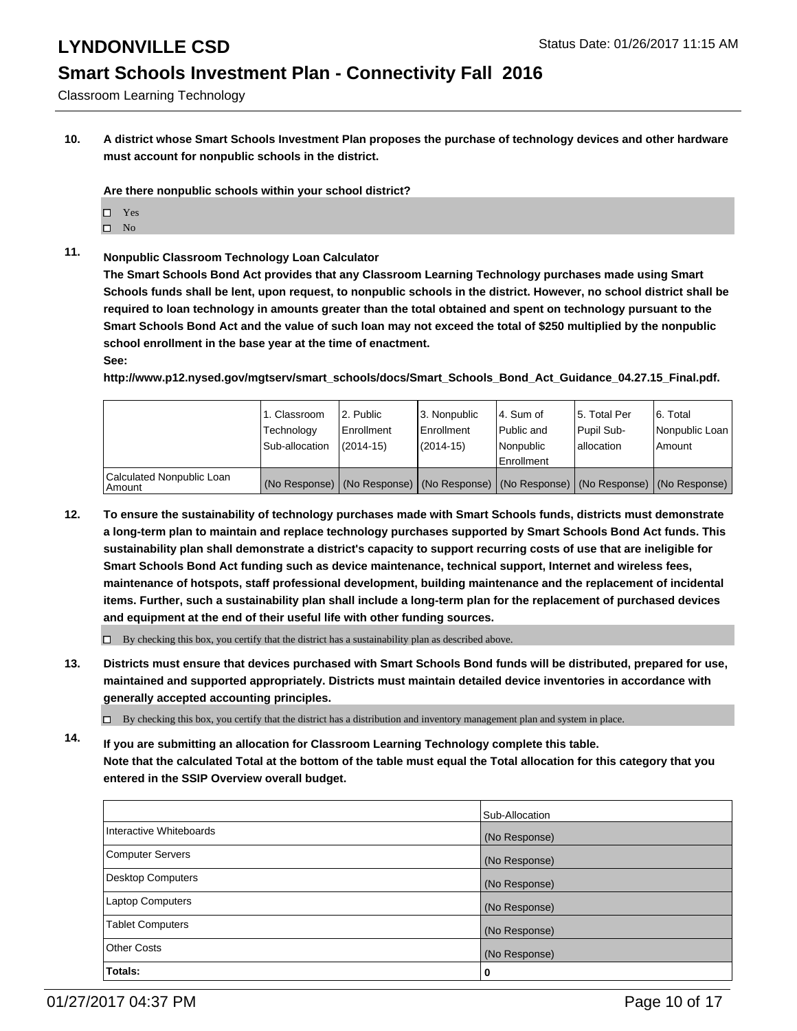Classroom Learning Technology

**10. A district whose Smart Schools Investment Plan proposes the purchase of technology devices and other hardware must account for nonpublic schools in the district.**

**Are there nonpublic schools within your school district?**

☐ Yes
☐ No

**11. Nonpublic Classroom Technology Loan Calculator**

**The Smart Schools Bond Act provides that any Classroom Learning Technology purchases made using Smart Schools funds shall be lent, upon request, to nonpublic schools in the district. However, no school district shall be required to loan technology in amounts greater than the total obtained and spent on technology pursuant to the Smart Schools Bond Act and the value of such loan may not exceed the total of $250 multiplied by the nonpublic school enrollment in the base year at the time of enactment.**

**See:**

**http://www.p12.nysed.gov/mgtserv/smart_schools/docs/Smart_Schools_Bond_Act_Guidance_04.27.15_Final.pdf.**

| | 1. Classroom Technology Sub-allocation | 2. Public Enrollment (2014-15) | 3. Nonpublic Enrollment (2014-15) | 4. Sum of Public and Nonpublic Enrollment | 5. Total Per Pupil Sub-allocation | 6. Total Nonpublic Loan Amount |
|---|---|---|---|---|---|---|
| Calculated Nonpublic Loan Amount | (No Response) | (No Response) | (No Response) | (No Response) | (No Response) | (No Response) |

**12. To ensure the sustainability of technology purchases made with Smart Schools funds, districts must demonstrate a long-term plan to maintain and replace technology purchases supported by Smart Schools Bond Act funds. This sustainability plan shall demonstrate a district's capacity to support recurring costs of use that are ineligible for Smart Schools Bond Act funding such as device maintenance, technical support, Internet and wireless fees, maintenance of hotspots, staff professional development, building maintenance and the replacement of incidental items. Further, such a sustainability plan shall include a long-term plan for the replacement of purchased devices and equipment at the end of their useful life with other funding sources.**

☐ By checking this box, you certify that the district has a sustainability plan as described above.

**13. Districts must ensure that devices purchased with Smart Schools Bond funds will be distributed, prepared for use, maintained and supported appropriately. Districts must maintain detailed device inventories in accordance with generally accepted accounting principles.**

☐ By checking this box, you certify that the district has a distribution and inventory management plan and system in place.

**14. If you are submitting an allocation for Classroom Learning Technology complete this table. Note that the calculated Total at the bottom of the table must equal the Total allocation for this category that you entered in the SSIP Overview overall budget.**

| | Sub-Allocation |
|---|---|
| Interactive Whiteboards | (No Response) |
| Computer Servers | (No Response) |
| Desktop Computers | (No Response) |
| Laptop Computers | (No Response) |
| Tablet Computers | (No Response) |
| Other Costs | (No Response) |
| **Totals:** | **0** |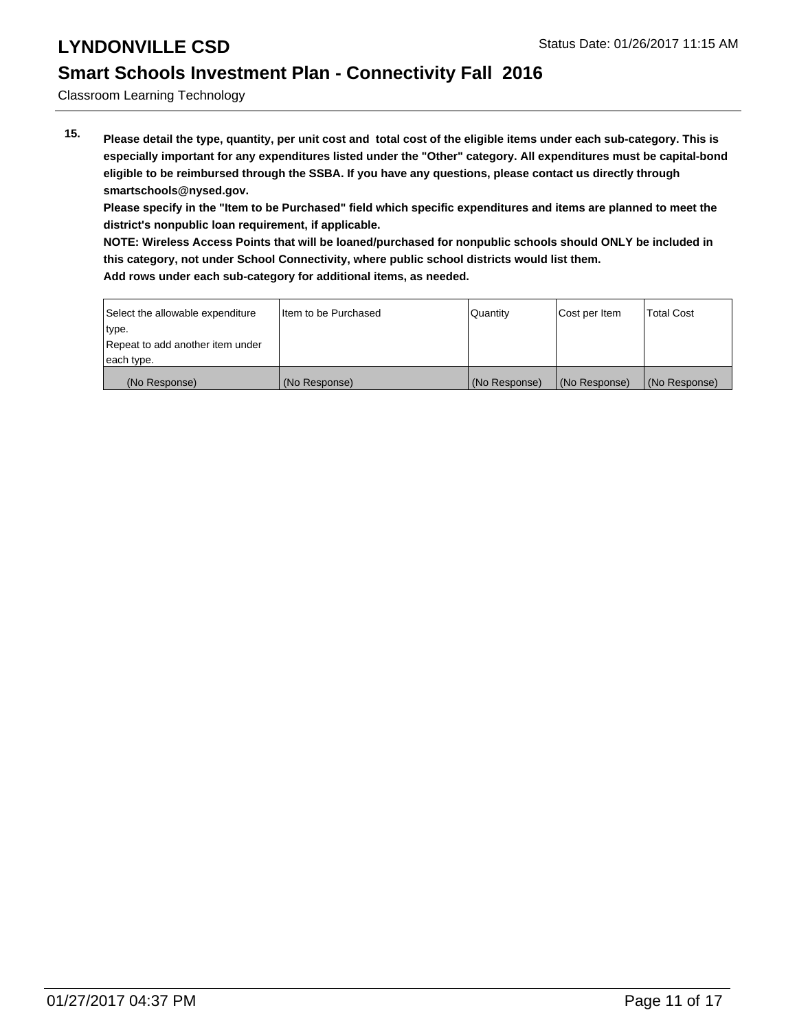Classroom Learning Technology

**15.** **Please detail the type, quantity, per unit cost and total cost of the eligible items under each sub-category. This is especially important for any expenditures listed under the "Other" category. All expenditures must be capital-bond eligible to be reimbursed through the SSBA. If you have any questions, please contact us directly through smartschools@nysed.gov.**

**Please specify in the "Item to be Purchased" field which specific expenditures and items are planned to meet the district's nonpublic loan requirement, if applicable.**

**NOTE: Wireless Access Points that will be loaned/purchased for nonpublic schools should ONLY be included in this category, not under School Connectivity, where public school districts would list them.**

**Add rows under each sub-category for additional items, as needed.**

| Select the allowable expenditure type. Repeat to add another item under each type. | Item to be Purchased | Quantity | Cost per Item | Total Cost |
|---|---|---|---|---|
| (No Response) | (No Response) | (No Response) | (No Response) | (No Response) |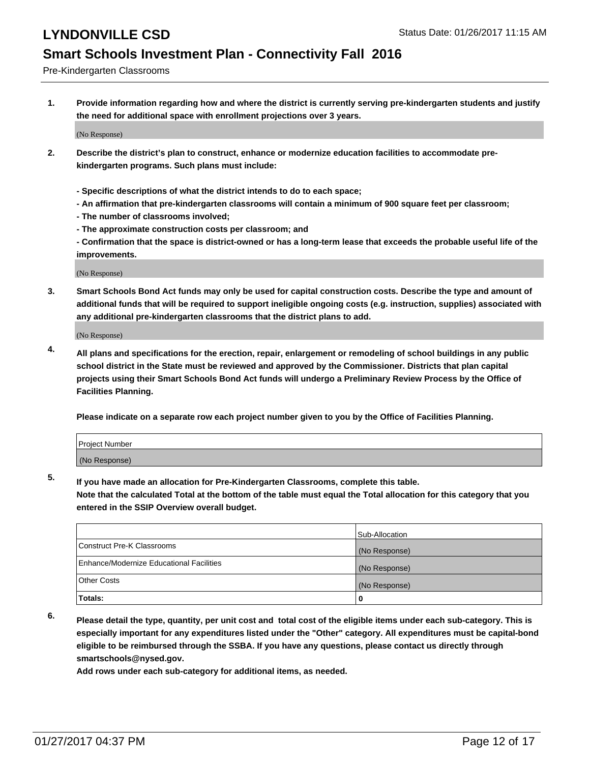**1. Provide information regarding how and where the district is currently serving pre-kindergarten students and justify the need for additional space with enrollment projections over 3 years.**

(No Response)

**2. Describe the district's plan to construct, enhance or modernize education facilities to accommodate pre-kindergarten programs. Such plans must include:**

**- Specific descriptions of what the district intends to do to each space;**
**- An affirmation that pre-kindergarten classrooms will contain a minimum of 900 square feet per classroom;**
**- The number of classrooms involved;**
**- The approximate construction costs per classroom; and**
**- Confirmation that the space is district-owned or has a long-term lease that exceeds the probable useful life of the improvements.**

(No Response)

**3. Smart Schools Bond Act funds may only be used for capital construction costs. Describe the type and amount of additional funds that will be required to support ineligible ongoing costs (e.g. instruction, supplies) associated with any additional pre-kindergarten classrooms that the district plans to add.**

(No Response)

**4. All plans and specifications for the erection, repair, enlargement or remodeling of school buildings in any public school district in the State must be reviewed and approved by the Commissioner. Districts that plan capital projects using their Smart Schools Bond Act funds will undergo a Preliminary Review Process by the Office of Facilities Planning.**

**Please indicate on a separate row each project number given to you by the Office of Facilities Planning.**

| Project Number |
|---|
| (No Response) |

**5. If you have made an allocation for Pre-Kindergarten Classrooms, complete this table.**
**Note that the calculated Total at the bottom of the table must equal the Total allocation for this category that you entered in the SSIP Overview overall budget.**

| | Sub-Allocation |
|---|---|
| Construct Pre-K Classrooms | (No Response) |
| Enhance/Modernize Educational Facilities | (No Response) |
| Other Costs | (No Response) |
| **Totals:** | **0** |

**6. Please detail the type, quantity, per unit cost and total cost of the eligible items under each sub-category. This is especially important for any expenditures listed under the "Other" category. All expenditures must be capital-bond eligible to be reimbursed through the SSBA. If you have any questions, please contact us directly through smartschools@nysed.gov.**

**Add rows under each sub-category for additional items, as needed.**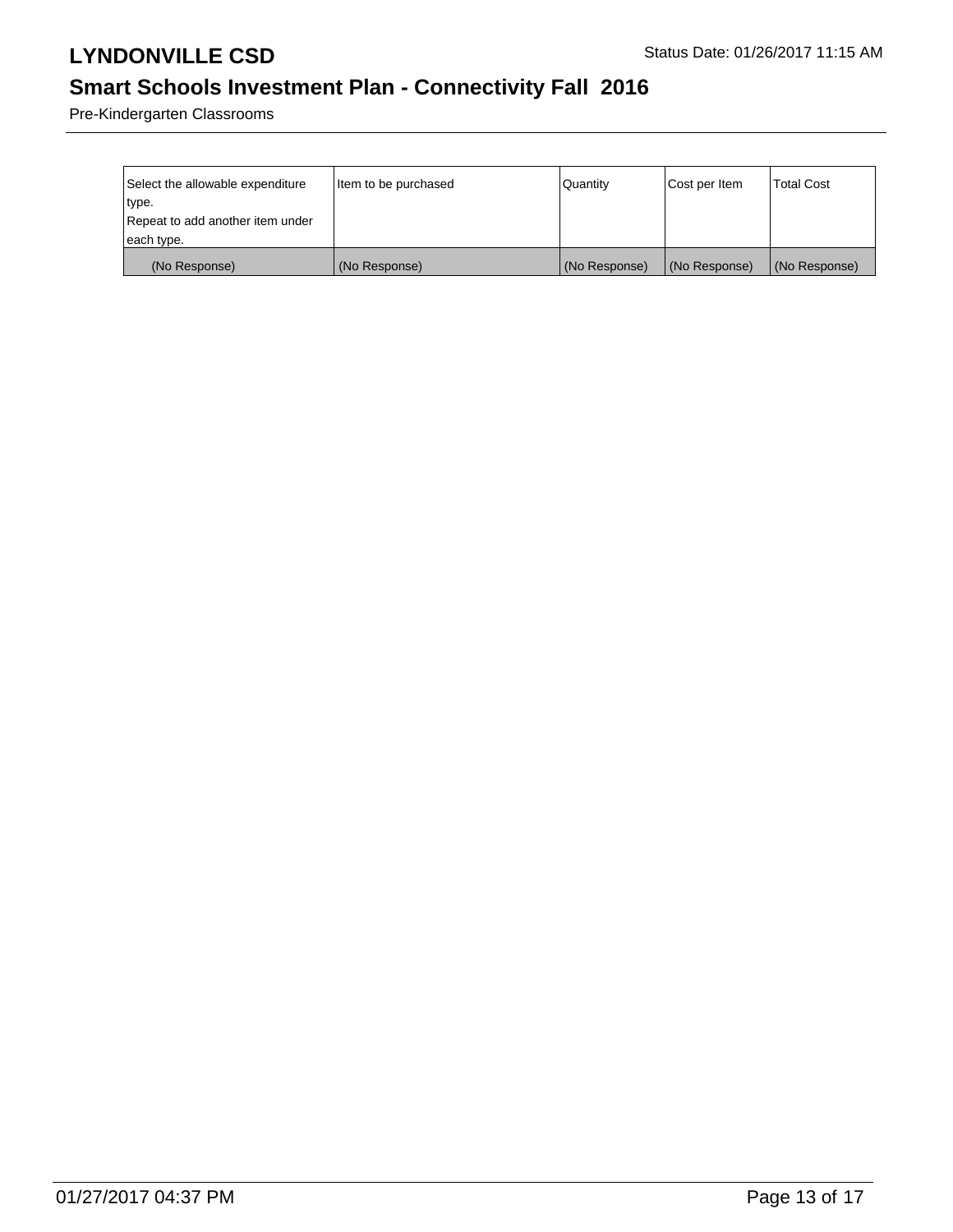| Select the allowable expenditure type. Repeat to add another item under each type. | Item to be purchased | Quantity | Cost per Item | Total Cost |
|---|---|---|---|---|
| (No Response) | (No Response) | (No Response) | (No Response) | (No Response) |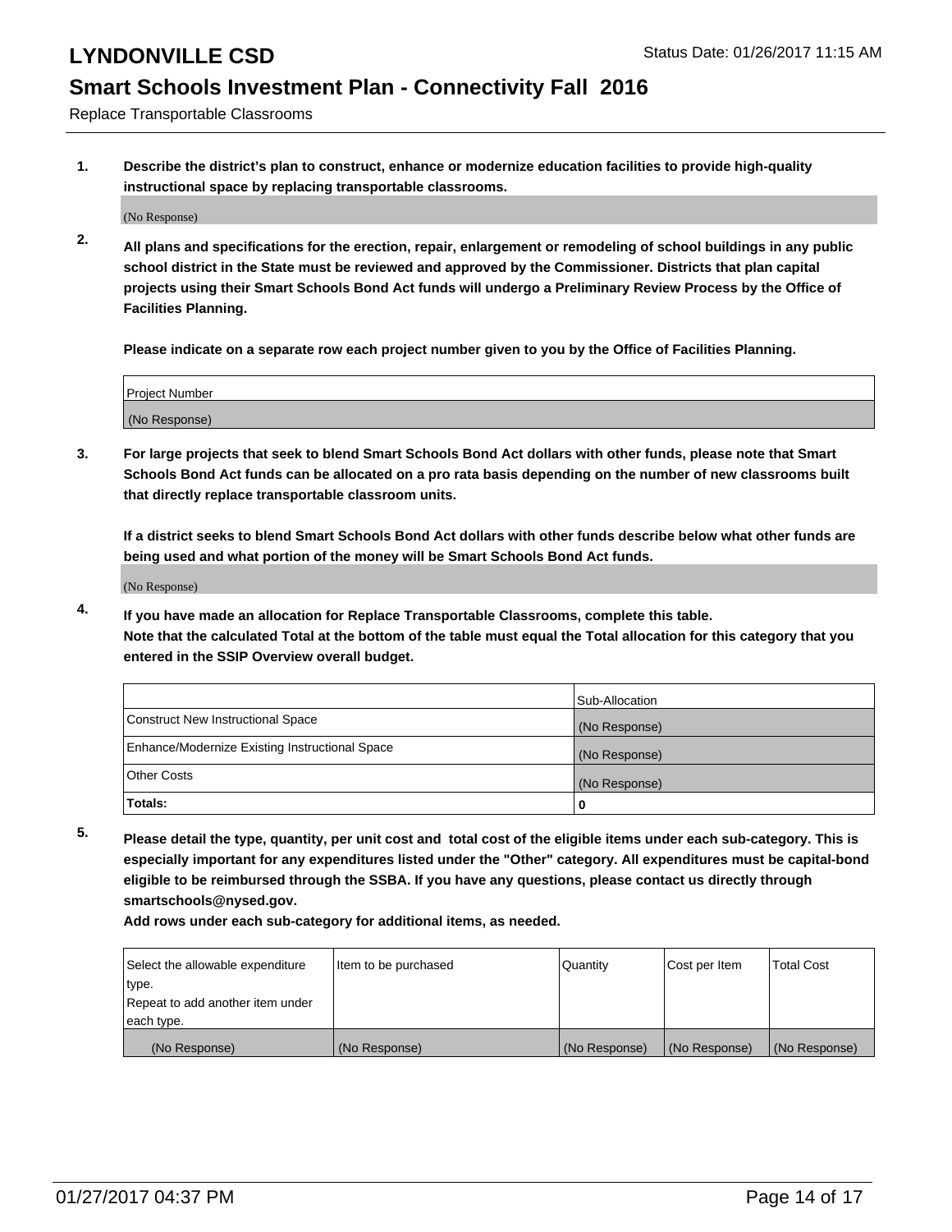# LYNDONVILLE CSD

Status Date: 01/26/2017 11:15 AM

## Smart Schools Investment Plan - Connectivity Fall 2016

Replace Transportable Classrooms

**1. Describe the district's plan to construct, enhance or modernize education facilities to provide high-quality instructional space by replacing transportable classrooms.**

(No Response)

**2. All plans and specifications for the erection, repair, enlargement or remodeling of school buildings in any public school district in the State must be reviewed and approved by the Commissioner. Districts that plan capital projects using their Smart Schools Bond Act funds will undergo a Preliminary Review Process by the Office of Facilities Planning.**

**Please indicate on a separate row each project number given to you by the Office of Facilities Planning.**

| Project Number |
|---|
| (No Response) |

**3. For large projects that seek to blend Smart Schools Bond Act dollars with other funds, please note that Smart Schools Bond Act funds can be allocated on a pro rata basis depending on the number of new classrooms built that directly replace transportable classroom units.**

**If a district seeks to blend Smart Schools Bond Act dollars with other funds describe below what other funds are being used and what portion of the money will be Smart Schools Bond Act funds.**

(No Response)

**4. If you have made an allocation for Replace Transportable Classrooms, complete this table. Note that the calculated Total at the bottom of the table must equal the Total allocation for this category that you entered in the SSIP Overview overall budget.**

| | Sub-Allocation |
|---|---|
| Construct New Instructional Space | (No Response) |
| Enhance/Modernize Existing Instructional Space | (No Response) |
| Other Costs | (No Response) |
| **Totals:** | **0** |

**5. Please detail the type, quantity, per unit cost and total cost of the eligible items under each sub-category. This is especially important for any expenditures listed under the "Other" category. All expenditures must be capital-bond eligible to be reimbursed through the SSBA. If you have any questions, please contact us directly through smartschools@nysed.gov.**

**Add rows under each sub-category for additional items, as needed.**

| Select the allowable expenditure type. Repeat to add another item under each type. | Item to be purchased | Quantity | Cost per Item | Total Cost |
|---|---|---|---|---|
| (No Response) | (No Response) | (No Response) | (No Response) | (No Response) |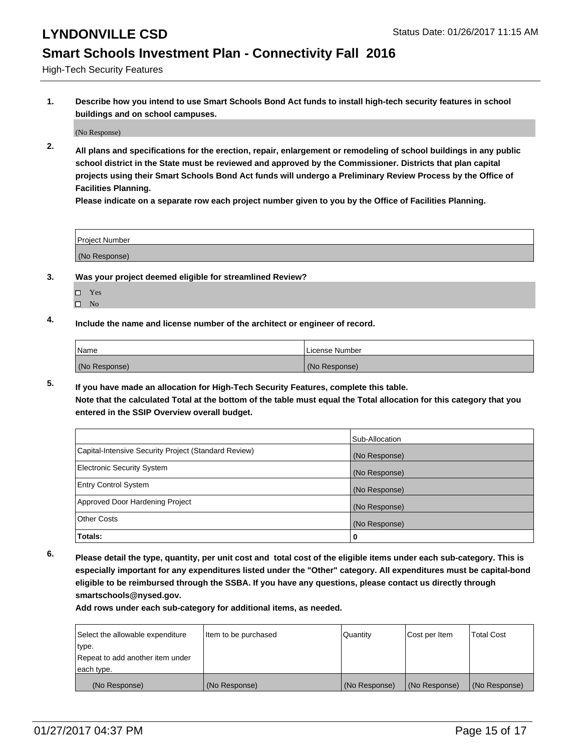# LYNDONVILLE CSD

Status Date: 01/26/2017 11:15 AM

## Smart Schools Investment Plan - Connectivity Fall 2016

High-Tech Security Features

**1. Describe how you intend to use Smart Schools Bond Act funds to install high-tech security features in school buildings and on school campuses.**

(No Response)

**2. All plans and specifications for the erection, repair, enlargement or remodeling of school buildings in any public school district in the State must be reviewed and approved by the Commissioner. Districts that plan capital projects using their Smart Schools Bond Act funds will undergo a Preliminary Review Process by the Office of Facilities Planning.**

**Please indicate on a separate row each project number given to you by the Office of Facilities Planning.**

| Project Number |
|---|
| (No Response) |

**3. Was your project deemed eligible for streamlined Review?**

- ☐ Yes
- ☐ No

**4. Include the name and license number of the architect or engineer of record.**

| Name | License Number |
|---|---|
| (No Response) | (No Response) |

**5. If you have made an allocation for High-Tech Security Features, complete this table.**
**Note that the calculated Total at the bottom of the table must equal the Total allocation for this category that you entered in the SSIP Overview overall budget.**

| | Sub-Allocation |
|---|---|
| Capital-Intensive Security Project (Standard Review) | (No Response) |
| Electronic Security System | (No Response) |
| Entry Control System | (No Response) |
| Approved Door Hardening Project | (No Response) |
| Other Costs | (No Response) |
| **Totals:** | 0 |

**6. Please detail the type, quantity, per unit cost and total cost of the eligible items under each sub-category. This is especially important for any expenditures listed under the "Other" category. All expenditures must be capital-bond eligible to be reimbursed through the SSBA. If you have any questions, please contact us directly through smartschools@nysed.gov.**

**Add rows under each sub-category for additional items, as needed.**

| Select the allowable expenditure type. Repeat to add another item under each type. | Item to be purchased | Quantity | Cost per Item | Total Cost |
|---|---|---|---|---|
| (No Response) | (No Response) | (No Response) | (No Response) | (No Response) |